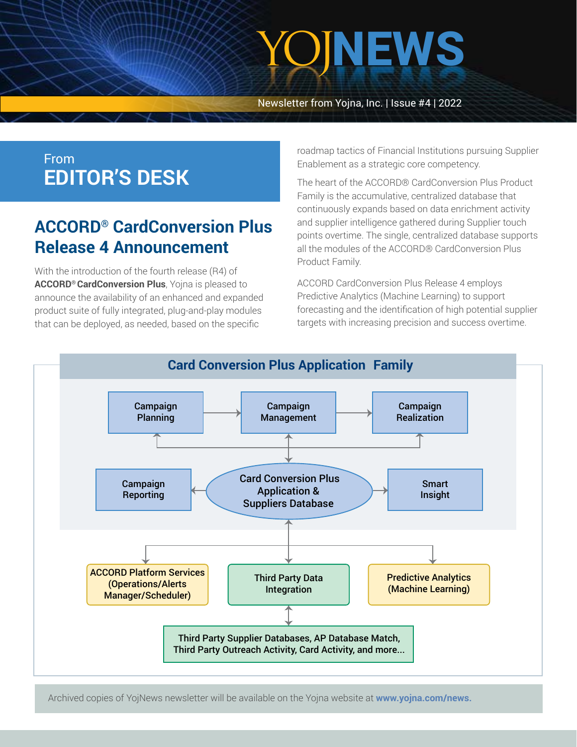# YOJNEWS

Newsletter from Yojna, Inc. | Issue #4 | 2022

## From EDITOR'S DESK

### ACCORD® CardConversion Plus Release 4 Announcement

With the introduction of the fourth release (R4) of **ACCORD® CardConversion Plus**, Yojna is pleased to announce the availability of an enhanced and expanded product suite of fully integrated, plug-and-play modules that can be deployed, as needed, based on the specific roadmap tactics of Financial Institutions pursuing Supplier Enablement as a strategic core competency.

The heart of the ACCORD® CardConversion Plus Product Family is the accumulative, centralized database that continuously expands based on data enrichment activity and supplier intelligence gathered during Supplier touch points overtime. The single, centralized database supports all the modules of the ACCORD® CardConversion Plus Product Family.

ACCORD CardConversion Plus Release 4 employs Predictive Analytics (Machine Learning) to support forecasting and the identification of high potential supplier targets with increasing precision and success overtime.

**Card Conversion Plus Application Family**

- Campaign Planning → Campaign Management → Campaign Realization
- Card Conversion Plus Application & Suppliers Database
  - Campaign Reporting
  - Smart Insight
  - ACCORD Platform Services (Operations/Alerts Manager/Scheduler)
  - Third Party Data Integration
    - Third Party Supplier Databases, AP Database Match, Third Party Outreach Activity, Card Activity, and more...
  - Predictive Analytics (Machine Learning)

Archived copies of YojNews newsletter will be available on the Yojna website at **www.yojna.com/news.**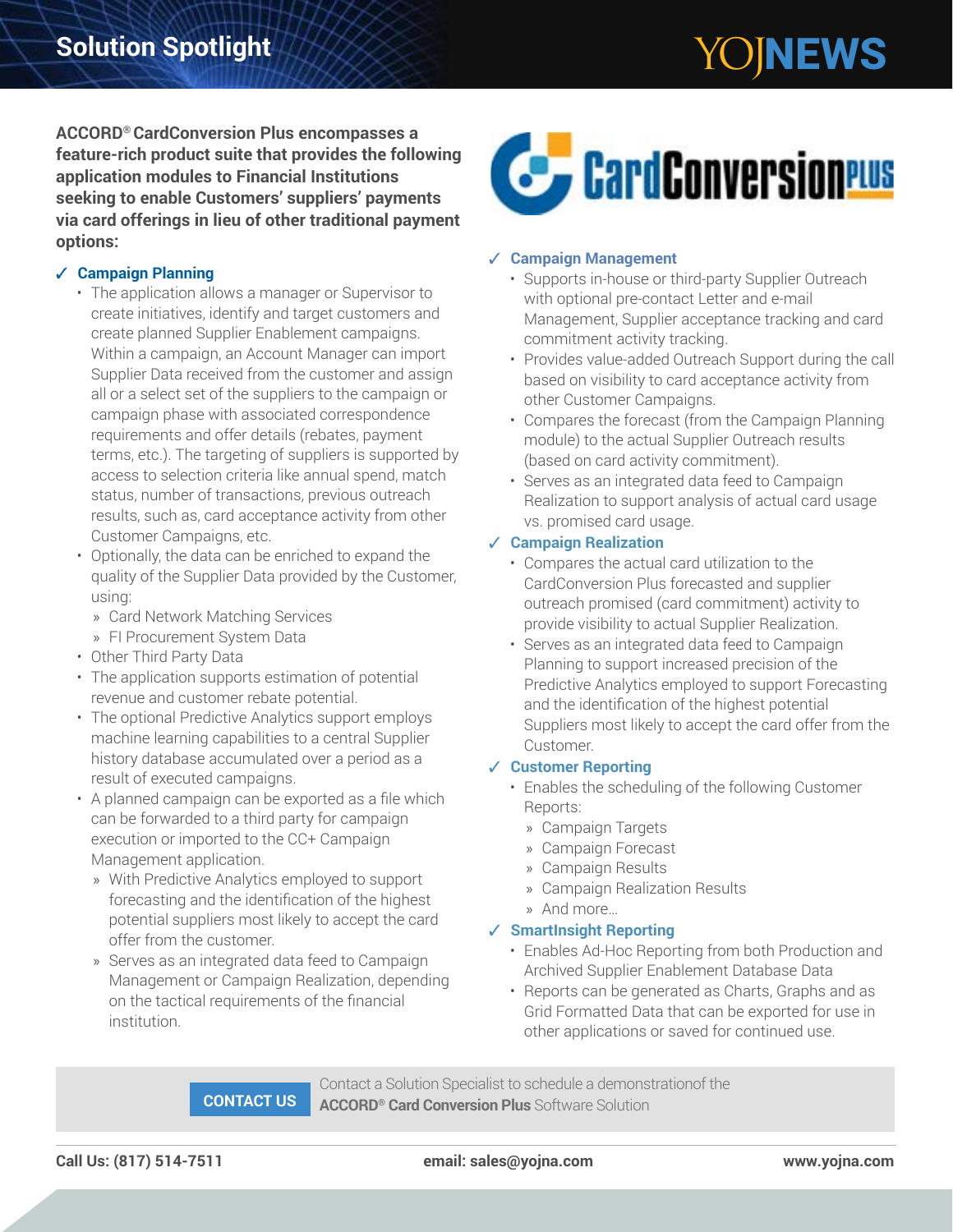## Solution Spotlight

**ACCORD® CardConversion Plus encompasses a feature-rich product suite that provides the following application modules to Financial Institutions seeking to enable Customers' suppliers' payments via card offerings in lieu of other traditional payment options:**

### ✓ Campaign Planning

- The application allows a manager or Supervisor to create initiatives, identify and target customers and create planned Supplier Enablement campaigns. Within a campaign, an Account Manager can import Supplier Data received from the customer and assign all or a select set of the suppliers to the campaign or campaign phase with associated correspondence requirements and offer details (rebates, payment terms, etc.). The targeting of suppliers is supported by access to selection criteria like annual spend, match status, number of transactions, previous outreach results, such as, card acceptance activity from other Customer Campaigns, etc.
- Optionally, the data can be enriched to expand the quality of the Supplier Data provided by the Customer, using:
  - Card Network Matching Services
  - FI Procurement System Data
- Other Third Party Data
- The application supports estimation of potential revenue and customer rebate potential.
- The optional Predictive Analytics support employs machine learning capabilities to a central Supplier history database accumulated over a period as a result of executed campaigns.
- A planned campaign can be exported as a file which can be forwarded to a third party for campaign execution or imported to the CC+ Campaign Management application.
  - With Predictive Analytics employed to support forecasting and the identification of the highest potential suppliers most likely to accept the card offer from the customer.
  - Serves as an integrated data feed to Campaign Management or Campaign Realization, depending on the tactical requirements of the financial institution.

### ✓ Campaign Management

- Supports in-house or third-party Supplier Outreach with optional pre-contact Letter and e-mail Management, Supplier acceptance tracking and card commitment activity tracking.
- Provides value-added Outreach Support during the call based on visibility to card acceptance activity from other Customer Campaigns.
- Compares the forecast (from the Campaign Planning module) to the actual Supplier Outreach results (based on card activity commitment).
- Serves as an integrated data feed to Campaign Realization to support analysis of actual card usage vs. promised card usage.

### ✓ Campaign Realization

- Compares the actual card utilization to the CardConversion Plus forecasted and supplier outreach promised (card commitment) activity to provide visibility to actual Supplier Realization.
- Serves as an integrated data feed to Campaign Planning to support increased precision of the Predictive Analytics employed to support Forecasting and the identification of the highest potential Suppliers most likely to accept the card offer from the Customer.

### ✓ Customer Reporting

- Enables the scheduling of the following Customer Reports:
  - Campaign Targets
  - Campaign Forecast
  - Campaign Results
  - Campaign Realization Results
  - And more…

### ✓ SmartInsight Reporting

- Enables Ad-Hoc Reporting from both Production and Archived Supplier Enablement Database Data
- Reports can be generated as Charts, Graphs and as Grid Formatted Data that can be exported for use in other applications or saved for continued use.

**CONTACT US**

Contact a Solution Specialist to schedule a demonstrationof the **ACCORD® Card Conversion Plus** Software Solution

**Call Us: (817) 514-7511** **email: sales@yojna.com** **www.yojna.com**